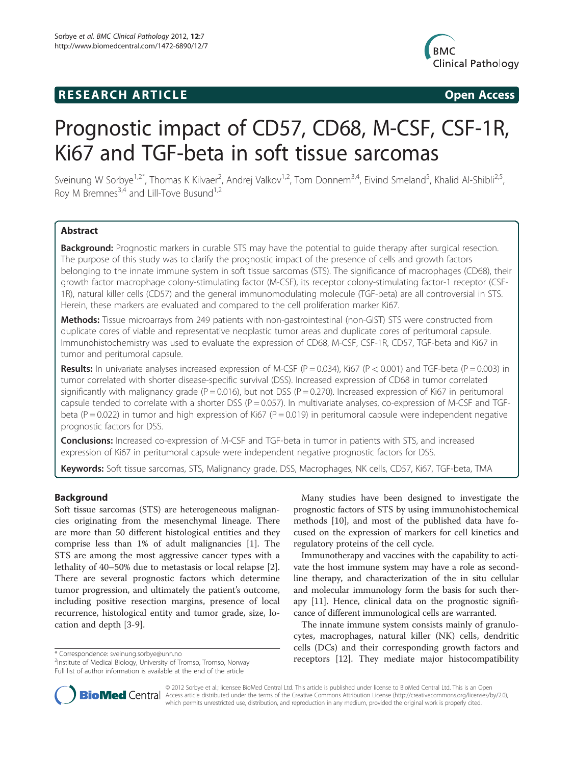**RESEARCH ARTICLE** **Open Access**

# Prognostic impact of CD57, CD68, M-CSF, CSF-1R, Ki67 and TGF-beta in soft tissue sarcomas

Sveinung W Sorbye[1,2*], Thomas K Kilvaer[2], Andrej Valkov[1,2], Tom Donnem[3,4], Eivind Smeland[5], Khalid Al-Shibli[2,5], Roy M Bremnes[3,4] and Lill-Tove Busund[1,2]

## Abstract

**Background:** Prognostic markers in curable STS may have the potential to guide therapy after surgical resection. The purpose of this study was to clarify the prognostic impact of the presence of cells and growth factors belonging to the innate immune system in soft tissue sarcomas (STS). The significance of macrophages (CD68), their growth factor macrophage colony-stimulating factor (M-CSF), its receptor colony-stimulating factor-1 receptor (CSF-1R), natural killer cells (CD57) and the general immunomodulating molecule (TGF-beta) are all controversial in STS. Herein, these markers are evaluated and compared to the cell proliferation marker Ki67.

**Methods:** Tissue microarrays from 249 patients with non-gastrointestinal (non-GIST) STS were constructed from duplicate cores of viable and representative neoplastic tumor areas and duplicate cores of peritumoral capsule. Immunohistochemistry was used to evaluate the expression of CD68, M-CSF, CSF-1R, CD57, TGF-beta and Ki67 in tumor and peritumoral capsule.

**Results:** In univariate analyses increased expression of M-CSF ($P = 0.034$), Ki67 ($P < 0.001$) and TGF-beta ($P = 0.003$) in tumor correlated with shorter disease-specific survival (DSS). Increased expression of CD68 in tumor correlated significantly with malignancy grade ($P = 0.016$), but not DSS ($P = 0.270$). Increased expression of Ki67 in peritumoral capsule tended to correlate with a shorter DSS ($P = 0.057$). In multivariate analyses, co-expression of M-CSF and TGF-beta ($P = 0.022$) in tumor and high expression of Ki67 ($P = 0.019$) in peritumoral capsule were independent negative prognostic factors for DSS.

**Conclusions:** Increased co-expression of M-CSF and TGF-beta in tumor in patients with STS, and increased expression of Ki67 in peritumoral capsule were independent negative prognostic factors for DSS.

**Keywords:** Soft tissue sarcomas, STS, Malignancy grade, DSS, Macrophages, NK cells, CD57, Ki67, TGF-beta, TMA

## Background

Soft tissue sarcomas (STS) are heterogeneous malignancies originating from the mesenchymal lineage. There are more than 50 different histological entities and they comprise less than 1% of adult malignancies [1]. The STS are among the most aggressive cancer types with a lethality of 40–50% due to metastasis or local relapse [2]. There are several prognostic factors which determine tumor progression, and ultimately the patient's outcome, including positive resection margins, presence of local recurrence, histological entity and tumor grade, size, location and depth [3-9].

Many studies have been designed to investigate the prognostic factors of STS by using immunohistochemical methods [10], and most of the published data have focused on the expression of markers for cell kinetics and regulatory proteins of the cell cycle.

Immunotherapy and vaccines with the capability to activate the host immune system may have a role as second-line therapy, and characterization of the in situ cellular and molecular immunology form the basis for such therapy [11]. Hence, clinical data on the prognostic significance of different immunological cells are warranted.

The innate immune system consists mainly of granulocytes, macrophages, natural killer (NK) cells, dendritic cells (DCs) and their corresponding growth factors and receptors [12]. They mediate major histocompatibility

* Correspondence: sveinung.sorbye@unn.no
[2]Institute of Medical Biology, University of Tromso, Tromso, Norway
Full list of author information is available at the end of the article

© 2012 Sorbye et al.; licensee BioMed Central Ltd. This is an Open Access article distributed under the terms of the Creative Commons Attribution License (http://creativecommons.org/licenses/by/2.0), which permits unrestricted use, distribution, and reproduction in any medium, provided the original work is properly cited.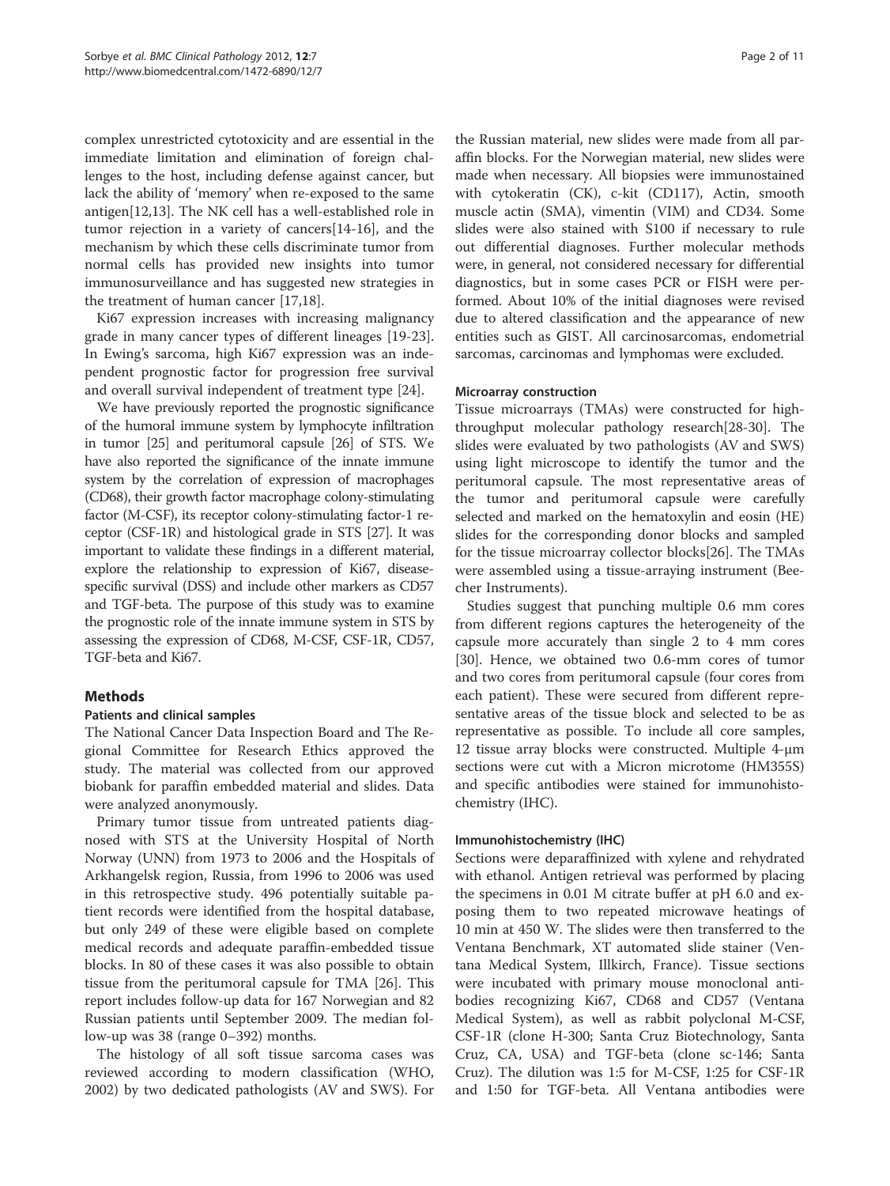complex unrestricted cytotoxicity and are essential in the immediate limitation and elimination of foreign challenges to the host, including defense against cancer, but lack the ability of 'memory' when re-exposed to the same antigen[12,13]. The NK cell has a well-established role in tumor rejection in a variety of cancers[14-16], and the mechanism by which these cells discriminate tumor from normal cells has provided new insights into tumor immunosurveillance and has suggested new strategies in the treatment of human cancer [17,18].

Ki67 expression increases with increasing malignancy grade in many cancer types of different lineages [19-23]. In Ewing's sarcoma, high Ki67 expression was an independent prognostic factor for progression free survival and overall survival independent of treatment type [24].

We have previously reported the prognostic significance of the humoral immune system by lymphocyte infiltration in tumor [25] and peritumoral capsule [26] of STS. We have also reported the significance of the innate immune system by the correlation of expression of macrophages (CD68), their growth factor macrophage colony-stimulating factor (M-CSF), its receptor colony-stimulating factor-1 receptor (CSF-1R) and histological grade in STS [27]. It was important to validate these findings in a different material, explore the relationship to expression of Ki67, disease-specific survival (DSS) and include other markers as CD57 and TGF-beta. The purpose of this study was to examine the prognostic role of the innate immune system in STS by assessing the expression of CD68, M-CSF, CSF-1R, CD57, TGF-beta and Ki67.

## Methods

### Patients and clinical samples

The National Cancer Data Inspection Board and The Regional Committee for Research Ethics approved the study. The material was collected from our approved biobank for paraffin embedded material and slides. Data were analyzed anonymously.

Primary tumor tissue from untreated patients diagnosed with STS at the University Hospital of North Norway (UNN) from 1973 to 2006 and the Hospitals of Arkhangelsk region, Russia, from 1996 to 2006 was used in this retrospective study. 496 potentially suitable patient records were identified from the hospital database, but only 249 of these were eligible based on complete medical records and adequate paraffin-embedded tissue blocks. In 80 of these cases it was also possible to obtain tissue from the peritumoral capsule for TMA [26]. This report includes follow-up data for 167 Norwegian and 82 Russian patients until September 2009. The median follow-up was 38 (range 0–392) months.

The histology of all soft tissue sarcoma cases was reviewed according to modern classification (WHO, 2002) by two dedicated pathologists (AV and SWS). For the Russian material, new slides were made from all paraffin blocks. For the Norwegian material, new slides were made when necessary. All biopsies were immunostained with cytokeratin (CK), c-kit (CD117), Actin, smooth muscle actin (SMA), vimentin (VIM) and CD34. Some slides were also stained with S100 if necessary to rule out differential diagnoses. Further molecular methods were, in general, not considered necessary for differential diagnostics, but in some cases PCR or FISH were performed. About 10% of the initial diagnoses were revised due to altered classification and the appearance of new entities such as GIST. All carcinosarcomas, endometrial sarcomas, carcinomas and lymphomas were excluded.

### Microarray construction

Tissue microarrays (TMAs) were constructed for high-throughput molecular pathology research[28-30]. The slides were evaluated by two pathologists (AV and SWS) using light microscope to identify the tumor and the peritumoral capsule. The most representative areas of the tumor and peritumoral capsule were carefully selected and marked on the hematoxylin and eosin (HE) slides for the corresponding donor blocks and sampled for the tissue microarray collector blocks[26]. The TMAs were assembled using a tissue-arraying instrument (Beecher Instruments).

Studies suggest that punching multiple 0.6 mm cores from different regions captures the heterogeneity of the capsule more accurately than single 2 to 4 mm cores [30]. Hence, we obtained two 0.6-mm cores of tumor and two cores from peritumoral capsule (four cores from each patient). These were secured from different representative areas of the tissue block and selected to be as representative as possible. To include all core samples, 12 tissue array blocks were constructed. Multiple 4-μm sections were cut with a Micron microtome (HM355S) and specific antibodies were stained for immunohistochemistry (IHC).

### Immunohistochemistry (IHC)

Sections were deparaffinized with xylene and rehydrated with ethanol. Antigen retrieval was performed by placing the specimens in 0.01 M citrate buffer at pH 6.0 and exposing them to two repeated microwave heatings of 10 min at 450 W. The slides were then transferred to the Ventana Benchmark, XT automated slide stainer (Ventana Medical System, Illkirch, France). Tissue sections were incubated with primary mouse monoclonal antibodies recognizing Ki67, CD68 and CD57 (Ventana Medical System), as well as rabbit polyclonal M-CSF, CSF-1R (clone H-300; Santa Cruz Biotechnology, Santa Cruz, CA, USA) and TGF-beta (clone sc-146; Santa Cruz). The dilution was 1:5 for M-CSF, 1:25 for CSF-1R and 1:50 for TGF-beta. All Ventana antibodies were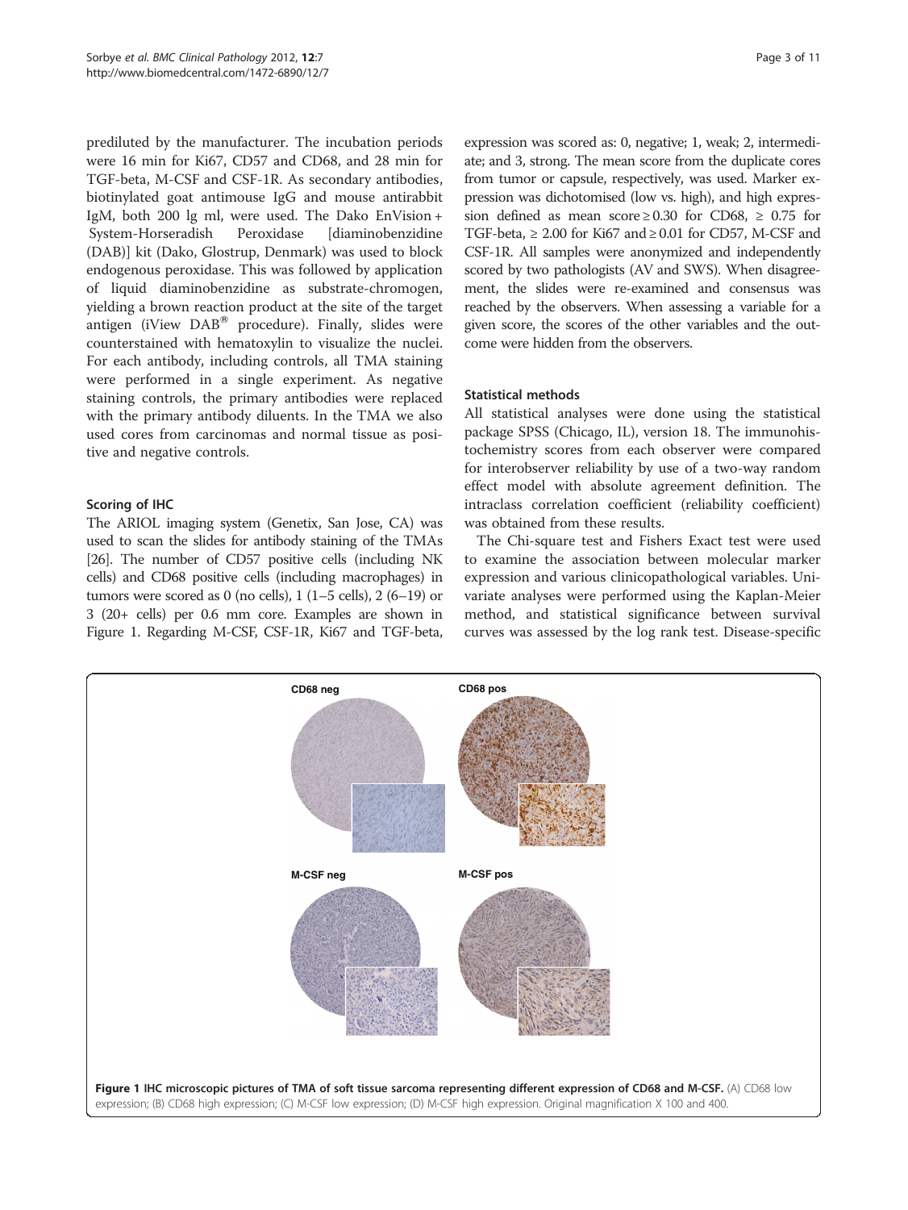prediluted by the manufacturer. The incubation periods were 16 min for Ki67, CD57 and CD68, and 28 min for TGF-beta, M-CSF and CSF-1R. As secondary antibodies, biotinylated goat antimouse IgG and mouse antirabbit IgM, both 200 lg ml, were used. The Dako EnVision + System-Horseradish Peroxidase [diaminobenzidine (DAB)] kit (Dako, Glostrup, Denmark) was used to block endogenous peroxidase. This was followed by application of liquid diaminobenzidine as substrate-chromogen, yielding a brown reaction product at the site of the target antigen (iView DAB® procedure). Finally, slides were counterstained with hematoxylin to visualize the nuclei. For each antibody, including controls, all TMA staining were performed in a single experiment. As negative staining controls, the primary antibodies were replaced with the primary antibody diluents. In the TMA we also used cores from carcinomas and normal tissue as positive and negative controls.

### Scoring of IHC

The ARIOL imaging system (Genetix, San Jose, CA) was used to scan the slides for antibody staining of the TMAs [26]. The number of CD57 positive cells (including NK cells) and CD68 positive cells (including macrophages) in tumors were scored as 0 (no cells), 1 (1–5 cells), 2 (6–19) or 3 (20+ cells) per 0.6 mm core. Examples are shown in Figure 1. Regarding M-CSF, CSF-1R, Ki67 and TGF-beta, expression was scored as: 0, negative; 1, weak; 2, intermediate; and 3, strong. The mean score from the duplicate cores from tumor or capsule, respectively, was used. Marker expression was dichotomised (low vs. high), and high expression defined as mean score $\geq 0.30$ for CD68, $\geq 0.75$ for TGF-beta, $\geq 2.00$ for Ki67 and $\geq 0.01$ for CD57, M-CSF and CSF-1R. All samples were anonymized and independently scored by two pathologists (AV and SWS). When disagreement, the slides were re-examined and consensus was reached by the observers. When assessing a variable for a given score, the scores of the other variables and the outcome were hidden from the observers.

### Statistical methods

All statistical analyses were done using the statistical package SPSS (Chicago, IL), version 18. The immunohistochemistry scores from each observer were compared for interobserver reliability by use of a two-way random effect model with absolute agreement definition. The intraclass correlation coefficient (reliability coefficient) was obtained from these results.

The Chi-square test and Fishers Exact test were used to examine the association between molecular marker expression and various clinicopathological variables. Univariate analyses were performed using the Kaplan-Meier method, and statistical significance between survival curves was assessed by the log rank test. Disease-specific

**Figure 1 IHC microscopic pictures of TMA of soft tissue sarcoma representing different expression of CD68 and M-CSF.** (A) CD68 low expression; (B) CD68 high expression; (C) M-CSF low expression; (D) M-CSF high expression. Original magnification X 100 and 400.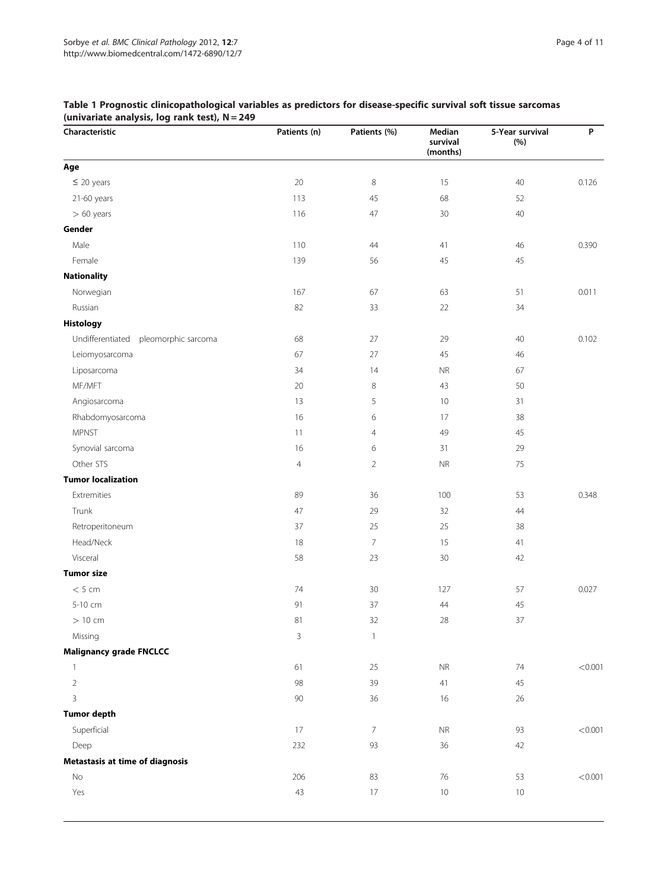**Table 1 Prognostic clinicopathological variables as predictors for disease-specific survival soft tissue sarcomas (univariate analysis, log rank test), N = 249**

| Characteristic | Patients (n) | Patients (%) | Median survival (months) | 5-Year survival (%) | P |
|---|---|---|---|---|---|
| **Age** | | | | | |
| ≤ 20 years | 20 | 8 | 15 | 40 | 0.126 |
| 21-60 years | 113 | 45 | 68 | 52 | |
| > 60 years | 116 | 47 | 30 | 40 | |
| **Gender** | | | | | |
| Male | 110 | 44 | 41 | 46 | 0.390 |
| Female | 139 | 56 | 45 | 45 | |
| **Nationality** | | | | | |
| Norwegian | 167 | 67 | 63 | 51 | 0.011 |
| Russian | 82 | 33 | 22 | 34 | |
| **Histology** | | | | | |
| Undifferentiated pleomorphic sarcoma | 68 | 27 | 29 | 40 | 0.102 |
| Leiomyosarcoma | 67 | 27 | 45 | 46 | |
| Liposarcoma | 34 | 14 | NR | 67 | |
| MF/MFT | 20 | 8 | 43 | 50 | |
| Angiosarcoma | 13 | 5 | 10 | 31 | |
| Rhabdomyosarcoma | 16 | 6 | 17 | 38 | |
| MPNST | 11 | 4 | 49 | 45 | |
| Synovial sarcoma | 16 | 6 | 31 | 29 | |
| Other STS | 4 | 2 | NR | 75 | |
| **Tumor localization** | | | | | |
| Extremities | 89 | 36 | 100 | 53 | 0.348 |
| Trunk | 47 | 29 | 32 | 44 | |
| Retroperitoneum | 37 | 25 | 25 | 38 | |
| Head/Neck | 18 | 7 | 15 | 41 | |
| Visceral | 58 | 23 | 30 | 42 | |
| **Tumor size** | | | | | |
| < 5 cm | 74 | 30 | 127 | 57 | 0.027 |
| 5-10 cm | 91 | 37 | 44 | 45 | |
| > 10 cm | 81 | 32 | 28 | 37 | |
| Missing | 3 | 1 | | | |
| **Malignancy grade FNCLCC** | | | | | |
| 1 | 61 | 25 | NR | 74 | <0.001 |
| 2 | 98 | 39 | 41 | 45 | |
| 3 | 90 | 36 | 16 | 26 | |
| **Tumor depth** | | | | | |
| Superficial | 17 | 7 | NR | 93 | <0.001 |
| Deep | 232 | 93 | 36 | 42 | |
| **Metastasis at time of diagnosis** | | | | | |
| No | 206 | 83 | 76 | 53 | <0.001 |
| Yes | 43 | 17 | 10 | 10 | |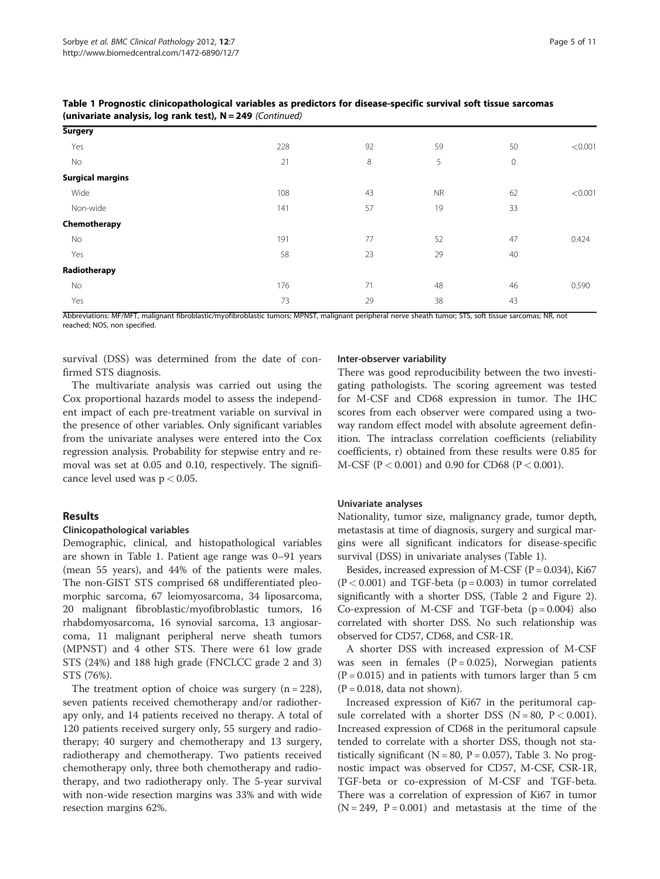**Table 1 Prognostic clinicopathological variables as predictors for disease-specific survival soft tissue sarcomas (univariate analysis, log rank test), N = 249** *(Continued)*

| | | | | | |
|---|---|---|---|---|---|
| **Surgery** | | | | | |
| Yes | 228 | 92 | 59 | 50 | <0.001 |
| No | 21 | 8 | 5 | 0 | |
| **Surgical margins** | | | | | |
| Wide | 108 | 43 | NR | 62 | <0.001 |
| Non-wide | 141 | 57 | 19 | 33 | |
| **Chemotherapy** | | | | | |
| No | 191 | 77 | 52 | 47 | 0.424 |
| Yes | 58 | 23 | 29 | 40 | |
| **Radiotherapy** | | | | | |
| No | 176 | 71 | 48 | 46 | 0.590 |
| Yes | 73 | 29 | 38 | 43 | |

Abbreviations: MF/MFT, malignant fibroblastic/myofibroblastic tumors; MPNST, malignant peripheral nerve sheath tumor; STS, soft tissue sarcomas; NR, not reached; NOS, non specified.

survival (DSS) was determined from the date of confirmed STS diagnosis.

The multivariate analysis was carried out using the Cox proportional hazards model to assess the independent impact of each pre-treatment variable on survival in the presence of other variables. Only significant variables from the univariate analyses were entered into the Cox regression analysis. Probability for stepwise entry and removal was set at 0.05 and 0.10, respectively. The significance level used was $p < 0.05$.

## Results

### Clinicopathological variables

Demographic, clinical, and histopathological variables are shown in Table 1. Patient age range was 0–91 years (mean 55 years), and 44% of the patients were males. The non-GIST STS comprised 68 undifferentiated pleomorphic sarcoma, 67 leiomyosarcoma, 34 liposarcoma, 20 malignant fibroblastic/myofibroblastic tumors, 16 rhabdomyosarcoma, 16 synovial sarcoma, 13 angiosarcoma, 11 malignant peripheral nerve sheath tumors (MPNST) and 4 other STS. There were 61 low grade STS (24%) and 188 high grade (FNCLCC grade 2 and 3) STS (76%).

The treatment option of choice was surgery (n = 228), seven patients received chemotherapy and/or radiotherapy only, and 14 patients received no therapy. A total of 120 patients received surgery only, 55 surgery and radiotherapy; 40 surgery and chemotherapy and 13 surgery, radiotherapy and chemotherapy. Two patients received chemotherapy only, three both chemotherapy and radiotherapy, and two radiotherapy only. The 5-year survival with non-wide resection margins was 33% and with wide resection margins 62%.

### Inter-observer variability

There was good reproducibility between the two investigating pathologists. The scoring agreement was tested for M-CSF and CD68 expression in tumor. The IHC scores from each observer were compared using a two-way random effect model with absolute agreement definition. The intraclass correlation coefficients (reliability coefficients, r) obtained from these results were 0.85 for M-CSF ($P < 0.001$) and 0.90 for CD68 ($P < 0.001$).

### Univariate analyses

Nationality, tumor size, malignancy grade, tumor depth, metastasis at time of diagnosis, surgery and surgical margins were all significant indicators for disease-specific survival (DSS) in univariate analyses (Table 1).

Besides, increased expression of M-CSF ($P = 0.034$), Ki67 ($P < 0.001$) and TGF-beta ($p = 0.003$) in tumor correlated significantly with a shorter DSS, (Table 2 and Figure 2). Co-expression of M-CSF and TGF-beta ($p = 0.004$) also correlated with shorter DSS. No such relationship was observed for CD57, CD68, and CSR-1R.

A shorter DSS with increased expression of M-CSF was seen in females ($P = 0.025$), Norwegian patients ($P = 0.015$) and in patients with tumors larger than 5 cm ($P = 0.018$, data not shown).

Increased expression of Ki67 in the peritumoral capsule correlated with a shorter DSS (N = 80, $P < 0.001$). Increased expression of CD68 in the peritumoral capsule tended to correlate with a shorter DSS, though not statistically significant (N = 80, $P = 0.057$), Table 3. No prognostic impact was observed for CD57, M-CSF, CSR-1R, TGF-beta or co-expression of M-CSF and TGF-beta. There was a correlation of expression of Ki67 in tumor (N = 249, $P = 0.001$) and metastasis at the time of the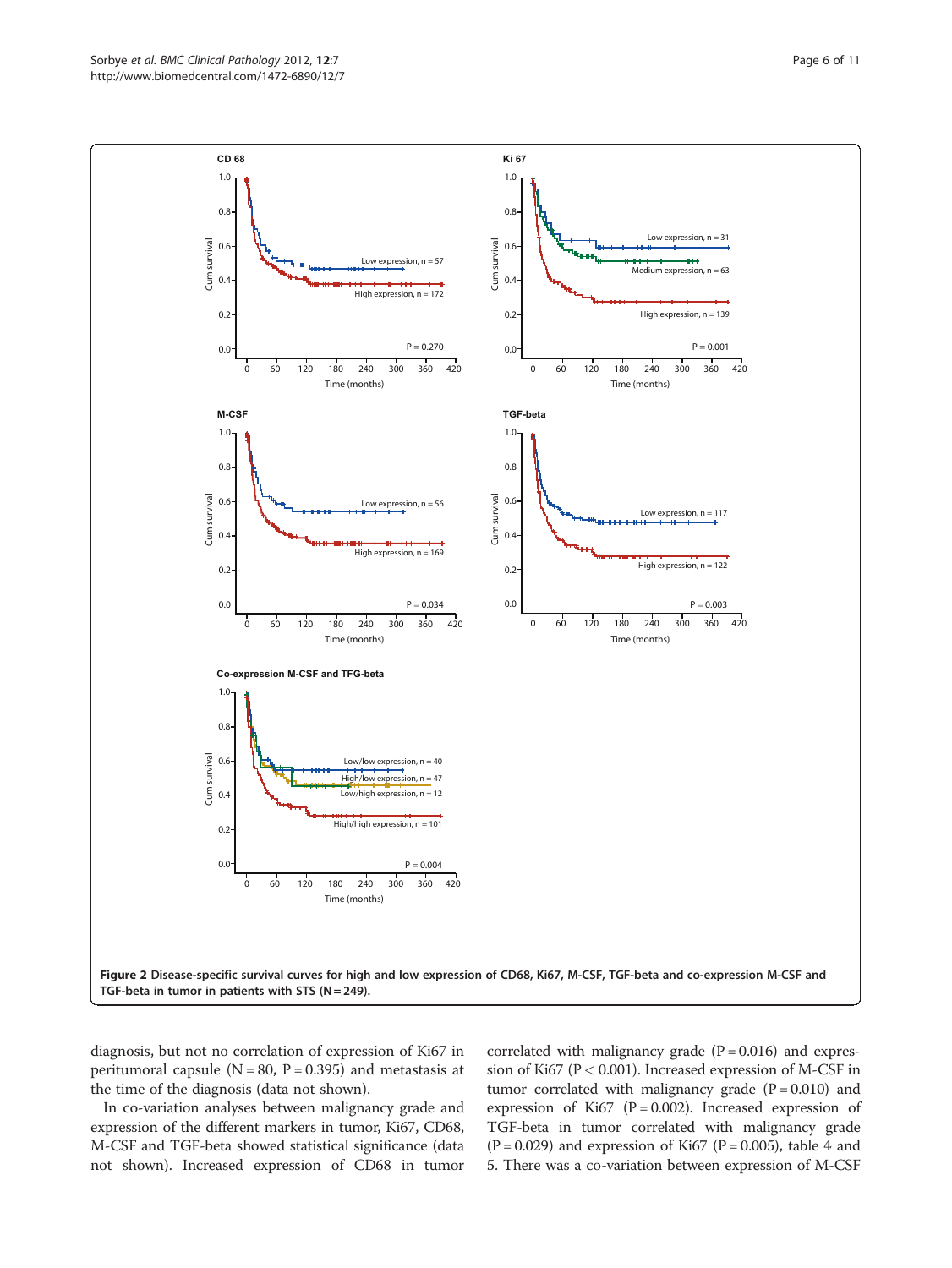**Figure 2 Disease-specific survival curves for high and low expression of CD68, Ki67, M-CSF, TGF-beta and co-expression M-CSF and TGF-beta in tumor in patients with STS (N = 249).**

diagnosis, but not no correlation of expression of Ki67 in peritumoral capsule (N = 80, P = 0.395) and metastasis at the time of the diagnosis (data not shown).

In co-variation analyses between malignancy grade and expression of the different markers in tumor, Ki67, CD68, M-CSF and TGF-beta showed statistical significance (data not shown). Increased expression of CD68 in tumor correlated with malignancy grade (P = 0.016) and expression of Ki67 (P < 0.001). Increased expression of M-CSF in tumor correlated with malignancy grade (P = 0.010) and expression of Ki67 (P = 0.002). Increased expression of TGF-beta in tumor correlated with malignancy grade (P = 0.029) and expression of Ki67 (P = 0.005), table 4 and 5. There was a co-variation between expression of M-CSF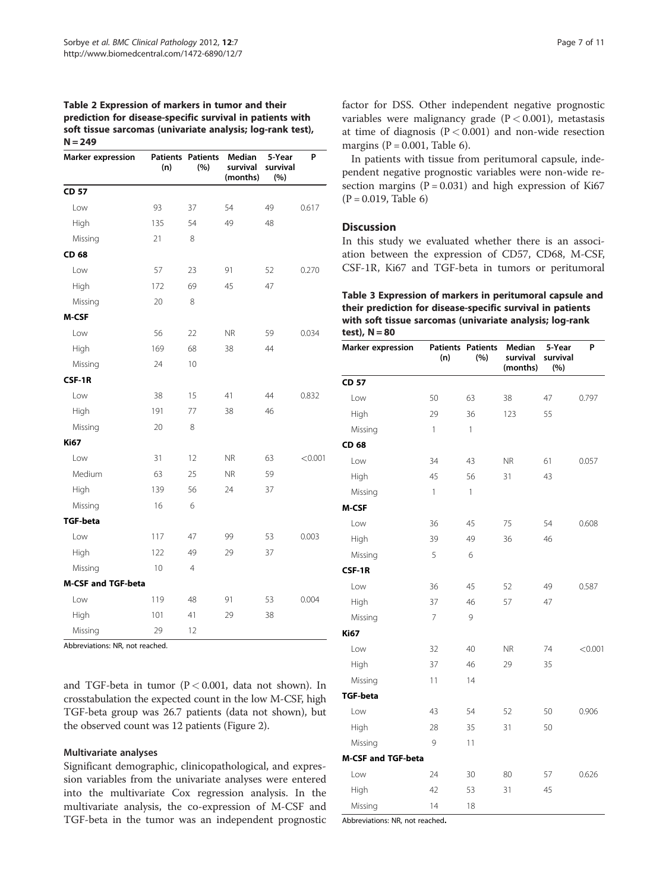**Table 2 Expression of markers in tumor and their prediction for disease-specific survival in patients with soft tissue sarcomas (univariate analysis; log-rank test), N = 249**

| Marker expression | Patients (n) | Patients (%) | Median survival (months) | 5-Year survival (%) | P |
|---|---|---|---|---|---|
| **CD 57** | | | | | |
| Low | 93 | 37 | 54 | 49 | 0.617 |
| High | 135 | 54 | 49 | 48 | |
| Missing | 21 | 8 | | | |
| **CD 68** | | | | | |
| Low | 57 | 23 | 91 | 52 | 0.270 |
| High | 172 | 69 | 45 | 47 | |
| Missing | 20 | 8 | | | |
| **M-CSF** | | | | | |
| Low | 56 | 22 | NR | 59 | 0.034 |
| High | 169 | 68 | 38 | 44 | |
| Missing | 24 | 10 | | | |
| **CSF-1R** | | | | | |
| Low | 38 | 15 | 41 | 44 | 0.832 |
| High | 191 | 77 | 38 | 46 | |
| Missing | 20 | 8 | | | |
| **Ki67** | | | | | |
| Low | 31 | 12 | NR | 63 | <0.001 |
| Medium | 63 | 25 | NR | 59 | |
| High | 139 | 56 | 24 | 37 | |
| Missing | 16 | 6 | | | |
| **TGF-beta** | | | | | |
| Low | 117 | 47 | 99 | 53 | 0.003 |
| High | 122 | 49 | 29 | 37 | |
| Missing | 10 | 4 | | | |
| **M-CSF and TGF-beta** | | | | | |
| Low | 119 | 48 | 91 | 53 | 0.004 |
| High | 101 | 41 | 29 | 38 | |
| Missing | 29 | 12 | | | |

Abbreviations: NR, not reached.

and TGF-beta in tumor ($P < 0.001$, data not shown). In crosstabulation the expected count in the low M-CSF, high TGF-beta group was 26.7 patients (data not shown), but the observed count was 12 patients (Figure 2).

### Multivariate analyses

Significant demographic, clinicopathological, and expression variables from the univariate analyses were entered into the multivariate Cox regression analysis. In the multivariate analysis, the co-expression of M-CSF and TGF-beta in the tumor was an independent prognostic factor for DSS. Other independent negative prognostic variables were malignancy grade ($P < 0.001$), metastasis at time of diagnosis ($P < 0.001$) and non-wide resection margins ($P = 0.001$, Table 6).

In patients with tissue from peritumoral capsule, independent negative prognostic variables were non-wide resection margins ($P = 0.031$) and high expression of Ki67 ($P = 0.019$, Table 6)

## Discussion

In this study we evaluated whether there is an association between the expression of CD57, CD68, M-CSF, CSF-1R, Ki67 and TGF-beta in tumors or peritumoral

**Table 3 Expression of markers in peritumoral capsule and their prediction for disease-specific survival in patients with soft tissue sarcomas (univariate analysis; log-rank test), N = 80**

| Marker expression | Patients (n) | Patients (%) | Median survival (months) | 5-Year survival (%) | P |
|---|---|---|---|---|---|
| **CD 57** | | | | | |
| Low | 50 | 63 | 38 | 47 | 0.797 |
| High | 29 | 36 | 123 | 55 | |
| Missing | 1 | 1 | | | |
| **CD 68** | | | | | |
| Low | 34 | 43 | NR | 61 | 0.057 |
| High | 45 | 56 | 31 | 43 | |
| Missing | 1 | 1 | | | |
| **M-CSF** | | | | | |
| Low | 36 | 45 | 75 | 54 | 0.608 |
| High | 39 | 49 | 36 | 46 | |
| Missing | 5 | 6 | | | |
| **CSF-1R** | | | | | |
| Low | 36 | 45 | 52 | 49 | 0.587 |
| High | 37 | 46 | 57 | 47 | |
| Missing | 7 | 9 | | | |
| **Ki67** | | | | | |
| Low | 32 | 40 | NR | 74 | <0.001 |
| High | 37 | 46 | 29 | 35 | |
| Missing | 11 | 14 | | | |
| **TGF-beta** | | | | | |
| Low | 43 | 54 | 52 | 50 | 0.906 |
| High | 28 | 35 | 31 | 50 | |
| Missing | 9 | 11 | | | |
| **M-CSF and TGF-beta** | | | | | |
| Low | 24 | 30 | 80 | 57 | 0.626 |
| High | 42 | 53 | 31 | 45 | |
| Missing | 14 | 18 | | | |

Abbreviations: NR, not reached.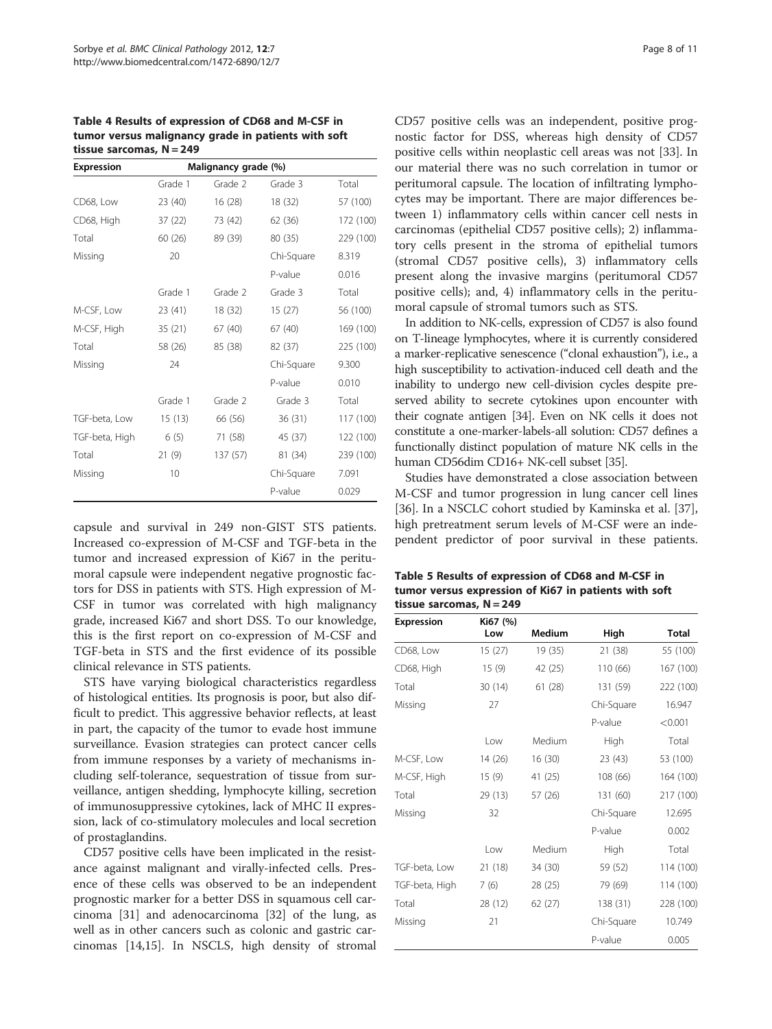**Table 4 Results of expression of CD68 and M-CSF in tumor versus malignancy grade in patients with soft tissue sarcomas, N = 249**

| Expression | Malignancy grade (%) | | | |
|---|---|---|---|---|
| | Grade 1 | Grade 2 | Grade 3 | Total |
| CD68, Low | 23 (40) | 16 (28) | 18 (32) | 57 (100) |
| CD68, High | 37 (22) | 73 (42) | 62 (36) | 172 (100) |
| Total | 60 (26) | 89 (39) | 80 (35) | 229 (100) |
| Missing | 20 | | Chi-Square | 8.319 |
| | | | P-value | 0.016 |
| | Grade 1 | Grade 2 | Grade 3 | Total |
| M-CSF, Low | 23 (41) | 18 (32) | 15 (27) | 56 (100) |
| M-CSF, High | 35 (21) | 67 (40) | 67 (40) | 169 (100) |
| Total | 58 (26) | 85 (38) | 82 (37) | 225 (100) |
| Missing | 24 | | Chi-Square | 9.300 |
| | | | P-value | 0.010 |
| | Grade 1 | Grade 2 | Grade 3 | Total |
| TGF-beta, Low | 15 (13) | 66 (56) | 36 (31) | 117 (100) |
| TGF-beta, High | 6 (5) | 71 (58) | 45 (37) | 122 (100) |
| Total | 21 (9) | 137 (57) | 81 (34) | 239 (100) |
| Missing | 10 | | Chi-Square | 7.091 |
| | | | P-value | 0.029 |

capsule and survival in 249 non-GIST STS patients. Increased co-expression of M-CSF and TGF-beta in the tumor and increased expression of Ki67 in the peritumoral capsule were independent negative prognostic factors for DSS in patients with STS. High expression of M-CSF in tumor was correlated with high malignancy grade, increased Ki67 and short DSS. To our knowledge, this is the first report on co-expression of M-CSF and TGF-beta in STS and the first evidence of its possible clinical relevance in STS patients.

STS have varying biological characteristics regardless of histological entities. Its prognosis is poor, but also difficult to predict. This aggressive behavior reflects, at least in part, the capacity of the tumor to evade host immune surveillance. Evasion strategies can protect cancer cells from immune responses by a variety of mechanisms including self-tolerance, sequestration of tissue from surveillance, antigen shedding, lymphocyte killing, secretion of immunosuppressive cytokines, lack of MHC II expression, lack of co-stimulatory molecules and local secretion of prostaglandins.

CD57 positive cells have been implicated in the resistance against malignant and virally-infected cells. Presence of these cells was observed to be an independent prognostic marker for a better DSS in squamous cell carcinoma [31] and adenocarcinoma [32] of the lung, as well as in other cancers such as colonic and gastric carcinomas [14,15]. In NSCLS, high density of stromal CD57 positive cells was an independent, positive prognostic factor for DSS, whereas high density of CD57 positive cells within neoplastic cell areas was not [33]. In our material there was no such correlation in tumor or peritumoral capsule. The location of infiltrating lymphocytes may be important. There are major differences between 1) inflammatory cells within cancer cell nests in carcinomas (epithelial CD57 positive cells); 2) inflammatory cells present in the stroma of epithelial tumors (stromal CD57 positive cells), 3) inflammatory cells present along the invasive margins (peritumoral CD57 positive cells); and, 4) inflammatory cells in the peritumoral capsule of stromal tumors such as STS.

In addition to NK-cells, expression of CD57 is also found on T-lineage lymphocytes, where it is currently considered a marker-replicative senescence ("clonal exhaustion"), i.e., a high susceptibility to activation-induced cell death and the inability to undergo new cell-division cycles despite preserved ability to secrete cytokines upon encounter with their cognate antigen [34]. Even on NK cells it does not constitute a one-marker-labels-all solution: CD57 defines a functionally distinct population of mature NK cells in the human CD56dim CD16+ NK-cell subset [35].

Studies have demonstrated a close association between M-CSF and tumor progression in lung cancer cell lines [36]. In a NSCLC cohort studied by Kaminska et al. [37], high pretreatment serum levels of M-CSF were an independent predictor of poor survival in these patients.

**Table 5 Results of expression of CD68 and M-CSF in tumor versus expression of Ki67 in patients with soft tissue sarcomas, N = 249**

| Expression | Ki67 (%) Low | Medium | High | Total |
|---|---|---|---|---|
| CD68, Low | 15 (27) | 19 (35) | 21 (38) | 55 (100) |
| CD68, High | 15 (9) | 42 (25) | 110 (66) | 167 (100) |
| Total | 30 (14) | 61 (28) | 131 (59) | 222 (100) |
| Missing | 27 | | Chi-Square | 16.947 |
| | | | P-value | <0.001 |
| | Low | Medium | High | Total |
| M-CSF, Low | 14 (26) | 16 (30) | 23 (43) | 53 (100) |
| M-CSF, High | 15 (9) | 41 (25) | 108 (66) | 164 (100) |
| Total | 29 (13) | 57 (26) | 131 (60) | 217 (100) |
| Missing | 32 | | Chi-Square | 12.695 |
| | | | P-value | 0.002 |
| | Low | Medium | High | Total |
| TGF-beta, Low | 21 (18) | 34 (30) | 59 (52) | 114 (100) |
| TGF-beta, High | 7 (6) | 28 (25) | 79 (69) | 114 (100) |
| Total | 28 (12) | 62 (27) | 138 (31) | 228 (100) |
| Missing | 21 | | Chi-Square | 10.749 |
| | | | P-value | 0.005 |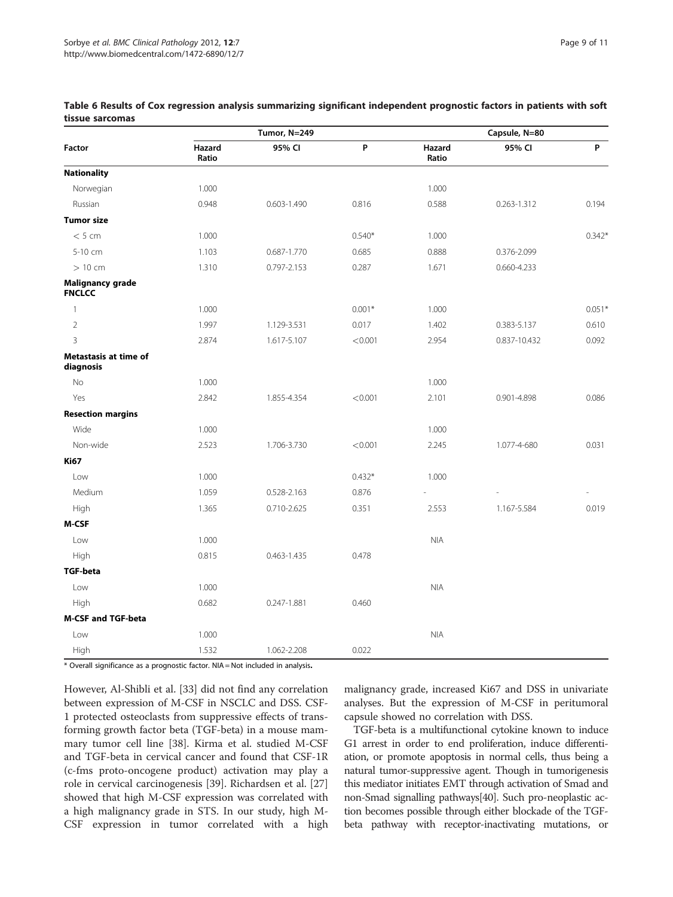**Table 6 Results of Cox regression analysis summarizing significant independent prognostic factors in patients with soft tissue sarcomas**

| Factor | Tumor, N=249 | | | Capsule, N=80 | | |
|---|---|---|---|---|---|---|
| | Hazard Ratio | 95% CI | P | Hazard Ratio | 95% CI | P |
| **Nationality** | | | | | | |
| Norwegian | 1.000 | | | 1.000 | | |
| Russian | 0.948 | 0.603-1.490 | 0.816 | 0.588 | 0.263-1.312 | 0.194 |
| **Tumor size** | | | | | | |
| < 5 cm | 1.000 | | 0.540* | 1.000 | | 0.342* |
| 5-10 cm | 1.103 | 0.687-1.770 | 0.685 | 0.888 | 0.376-2.099 | |
| > 10 cm | 1.310 | 0.797-2.153 | 0.287 | 1.671 | 0.660-4.233 | |
| **Malignancy grade FNCLCC** | | | | | | |
| 1 | 1.000 | | 0.001* | 1.000 | | 0.051* |
| 2 | 1.997 | 1.129-3.531 | 0.017 | 1.402 | 0.383-5.137 | 0.610 |
| 3 | 2.874 | 1.617-5.107 | <0.001 | 2.954 | 0.837-10.432 | 0.092 |
| **Metastasis at time of diagnosis** | | | | | | |
| No | 1.000 | | | 1.000 | | |
| Yes | 2.842 | 1.855-4.354 | <0.001 | 2.101 | 0.901-4.898 | 0.086 |
| **Resection margins** | | | | | | |
| Wide | 1.000 | | | 1.000 | | |
| Non-wide | 2.523 | 1.706-3.730 | <0.001 | 2.245 | 1.077-4-680 | 0.031 |
| **Ki67** | | | | | | |
| Low | 1.000 | | 0.432* | 1.000 | | |
| Medium | 1.059 | 0.528-2.163 | 0.876 | - | - | - |
| High | 1.365 | 0.710-2.625 | 0.351 | 2.553 | 1.167-5.584 | 0.019 |
| **M-CSF** | | | | | | |
| Low | 1.000 | | | NIA | | |
| High | 0.815 | 0.463-1.435 | 0.478 | | | |
| **TGF-beta** | | | | | | |
| Low | 1.000 | | | NIA | | |
| High | 0.682 | 0.247-1.881 | 0.460 | | | |
| **M-CSF and TGF-beta** | | | | | | |
| Low | 1.000 | | | NIA | | |
| High | 1.532 | 1.062-2.208 | 0.022 | | | |

\* Overall significance as a prognostic factor. NIA = Not included in analysis.

However, Al-Shibli et al. [33] did not find any correlation between expression of M-CSF in NSCLC and DSS. CSF-1 protected osteoclasts from suppressive effects of transforming growth factor beta (TGF-beta) in a mouse mammary tumor cell line [38]. Kirma et al. studied M-CSF and TGF-beta in cervical cancer and found that CSF-1R (c-fms proto-oncogene product) activation may play a role in cervical carcinogenesis [39]. Richardsen et al. [27] showed that high M-CSF expression was correlated with a high malignancy grade in STS. In our study, high M-CSF expression in tumor correlated with a high malignancy grade, increased Ki67 and DSS in univariate analyses. But the expression of M-CSF in peritumoral capsule showed no correlation with DSS.

TGF-beta is a multifunctional cytokine known to induce G1 arrest in order to end proliferation, induce differentiation, or promote apoptosis in normal cells, thus being a natural tumor-suppressive agent. Though in tumorigenesis this mediator initiates EMT through activation of Smad and non-Smad signalling pathways[40]. Such pro-neoplastic action becomes possible through either blockade of the TGF-beta pathway with receptor-inactivating mutations, or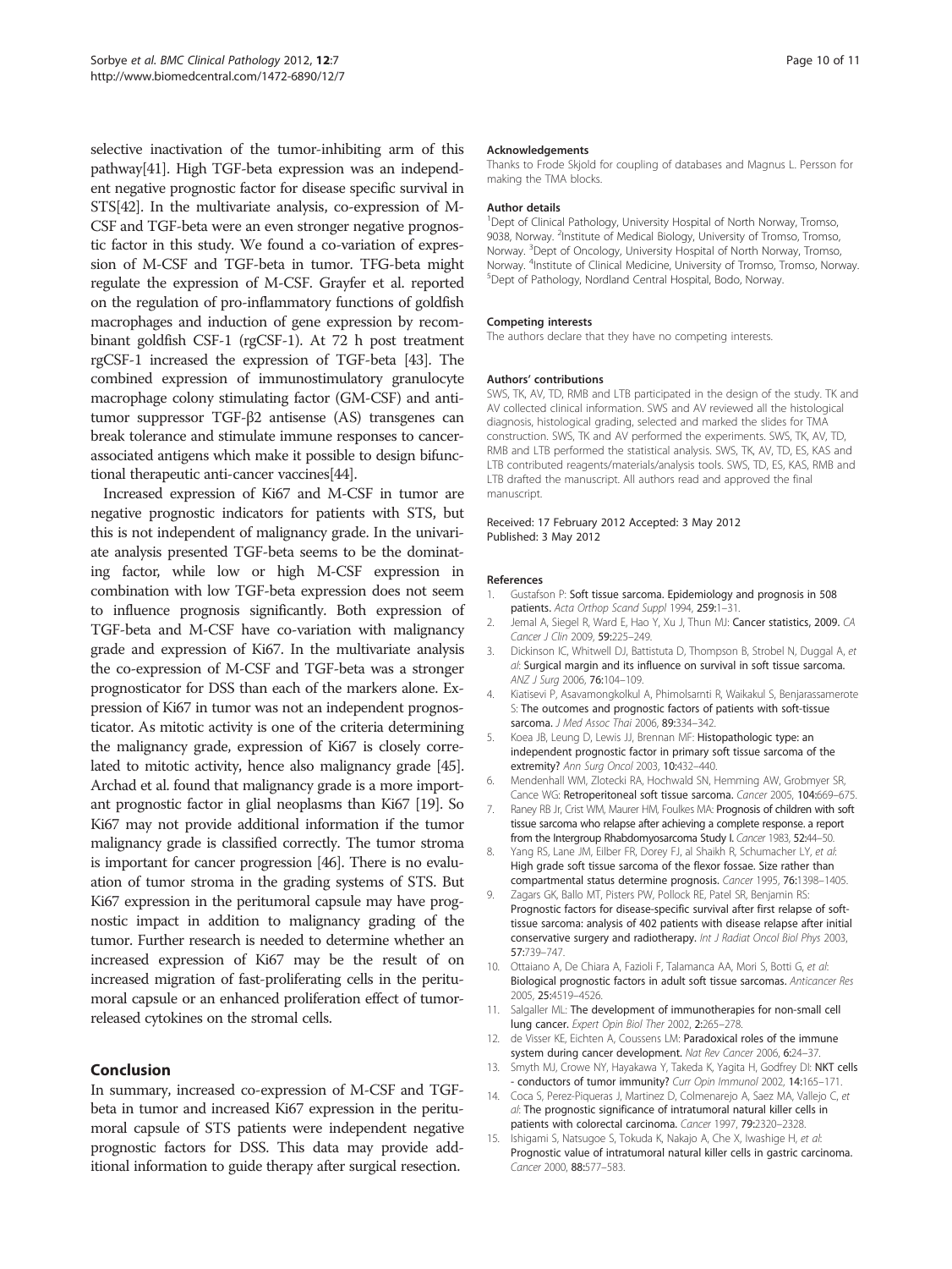selective inactivation of the tumor-inhibiting arm of this pathway[41]. High TGF-beta expression was an independent negative prognostic factor for disease specific survival in STS[42]. In the multivariate analysis, co-expression of M-CSF and TGF-beta were an even stronger negative prognostic factor in this study. We found a co-variation of expression of M-CSF and TGF-beta in tumor. TFG-beta might regulate the expression of M-CSF. Grayfer et al. reported on the regulation of pro-inflammatory functions of goldfish macrophages and induction of gene expression by recombinant goldfish CSF-1 (rgCSF-1). At 72 h post treatment rgCSF-1 increased the expression of TGF-beta [43]. The combined expression of immunostimulatory granulocyte macrophage colony stimulating factor (GM-CSF) and anti-tumor suppressor TGF-β2 antisense (AS) transgenes can break tolerance and stimulate immune responses to cancer-associated antigens which make it possible to design bifunctional therapeutic anti-cancer vaccines[44].

Increased expression of Ki67 and M-CSF in tumor are negative prognostic indicators for patients with STS, but this is not independent of malignancy grade. In the univariate analysis presented TGF-beta seems to be the dominating factor, while low or high M-CSF expression in combination with low TGF-beta expression does not seem to influence prognosis significantly. Both expression of TGF-beta and M-CSF have co-variation with malignancy grade and expression of Ki67. In the multivariate analysis the co-expression of M-CSF and TGF-beta was a stronger prognosticator for DSS than each of the markers alone. Expression of Ki67 in tumor was not an independent prognosticator. As mitotic activity is one of the criteria determining the malignancy grade, expression of Ki67 is closely correlated to mitotic activity, hence also malignancy grade [45]. Archad et al. found that malignancy grade is a more important prognostic factor in glial neoplasms than Ki67 [19]. So Ki67 may not provide additional information if the tumor malignancy grade is classified correctly. The tumor stroma is important for cancer progression [46]. There is no evaluation of tumor stroma in the grading systems of STS. But Ki67 expression in the peritumoral capsule may have prognostic impact in addition to malignancy grading of the tumor. Further research is needed to determine whether an increased expression of Ki67 may be the result of on increased migration of fast-proliferating cells in the peritumoral capsule or an enhanced proliferation effect of tumor-released cytokines on the stromal cells.

## Conclusion

In summary, increased co-expression of M-CSF and TGF-beta in tumor and increased Ki67 expression in the peritumoral capsule of STS patients were independent negative prognostic factors for DSS. This data may provide additional information to guide therapy after surgical resection.

### Acknowledgements

Thanks to Frode Skjold for coupling of databases and Magnus L. Persson for making the TMA blocks.

### Author details

[1]Dept of Clinical Pathology, University Hospital of North Norway, Tromso, 9038, Norway. [2]Institute of Medical Biology, University of Tromso, Tromso, Norway. [3]Dept of Oncology, University Hospital of North Norway, Tromso, Norway. [4]Institute of Clinical Medicine, University of Tromso, Tromso, Norway. [5]Dept of Pathology, Nordland Central Hospital, Bodo, Norway.

### Competing interests

The authors declare that they have no competing interests.

### Authors' contributions

SWS, TK, AV, TD, RMB and LTB participated in the design of the study. TK and AV collected clinical information. SWS and AV reviewed all the histological diagnosis, histological grading, selected and marked the slides for TMA construction. SWS, TK and AV performed the experiments. SWS, TK, AV, TD, RMB and LTB performed the statistical analysis. SWS, TK, AV, TD, ES, KAS and LTB contributed reagents/materials/analysis tools. SWS, TD, ES, KAS, RMB and LTB drafted the manuscript. All authors read and approved the final manuscript.

Received: 17 February 2012 Accepted: 3 May 2012
Published: 3 May 2012

### References

1. Gustafson P: **Soft tissue sarcoma. Epidemiology and prognosis in 508 patients.** *Acta Orthop Scand Suppl* 1994, **259:**1–31.
2. Jemal A, Siegel R, Ward E, Hao Y, Xu J, Thun MJ: **Cancer statistics, 2009.** *CA Cancer J Clin* 2009, **59:**225–249.
3. Dickinson IC, Whitwell DJ, Battistuta D, Thompson B, Strobel N, Duggal A, *et al*: **Surgical margin and its influence on survival in soft tissue sarcoma.** *ANZ J Surg* 2006, **76:**104–109.
4. Kiatisevi P, Asavamongkolkul A, Phimolsarnti R, Waikakul S, Benjarassamerote S: **The outcomes and prognostic factors of patients with soft-tissue sarcoma.** *J Med Assoc Thai* 2006, **89:**334–342.
5. Koea JB, Leung D, Lewis JJ, Brennan MF: **Histopathologic type: an independent prognostic factor in primary soft tissue sarcoma of the extremity?** *Ann Surg Oncol* 2003, **10:**432–440.
6. Mendenhall WM, Zlotecki RA, Hochwald SN, Hemming AW, Grobmyer SR, Cance WG: **Retroperitoneal soft tissue sarcoma.** *Cancer* 2005, **104:**669–675.
7. Raney RB Jr, Crist WM, Maurer HM, Foulkes MA: **Prognosis of children with soft tissue sarcoma who relapse after achieving a complete response. a report from the Intergroup Rhabdomyosarcoma Study I.** *Cancer* 1983, **52:**44–50.
8. Yang RS, Lane JM, Eilber FR, Dorey FJ, al Shaikh R, Schumacher LY, *et al*: **High grade soft tissue sarcoma of the flexor fossae. Size rather than compartmental status determine prognosis.** *Cancer* 1995, **76:**1398–1405.
9. Zagars GK, Ballo MT, Pisters PW, Pollock RE, Patel SR, Benjamin RS: **Prognostic factors for disease-specific survival after first relapse of soft-tissue sarcoma: analysis of 402 patients with disease relapse after initial conservative surgery and radiotherapy.** *Int J Radiat Oncol Biol Phys* 2003, **57:**739–747.
10. Ottaiano A, De Chiara A, Fazioli F, Talamanca AA, Mori S, Botti G, *et al*: **Biological prognostic factors in adult soft tissue sarcomas.** *Anticancer Res* 2005, **25:**4519–4526.
11. Salgaller ML: **The development of immunotherapies for non-small cell lung cancer.** *Expert Opin Biol Ther* 2002, **2:**265–278.
12. de Visser KE, Eichten A, Coussens LM: **Paradoxical roles of the immune system during cancer development.** *Nat Rev Cancer* 2006, **6:**24–37.
13. Smyth MJ, Crowe NY, Hayakawa Y, Takeda K, Yagita H, Godfrey DI: **NKT cells - conductors of tumor immunity?** *Curr Opin Immunol* 2002, **14:**165–171.
14. Coca S, Perez-Piqueras J, Martinez D, Colmenarejo A, Saez MA, Vallejo C, *et al*: **The prognostic significance of intratumoral natural killer cells in patients with colorectal carcinoma.** *Cancer* 1997, **79:**2320–2328.
15. Ishigami S, Natsugoe S, Tokuda K, Nakajo A, Che X, Iwashige H, *et al*: **Prognostic value of intratumoral natural killer cells in gastric carcinoma.** *Cancer* 2000, **88:**577–583.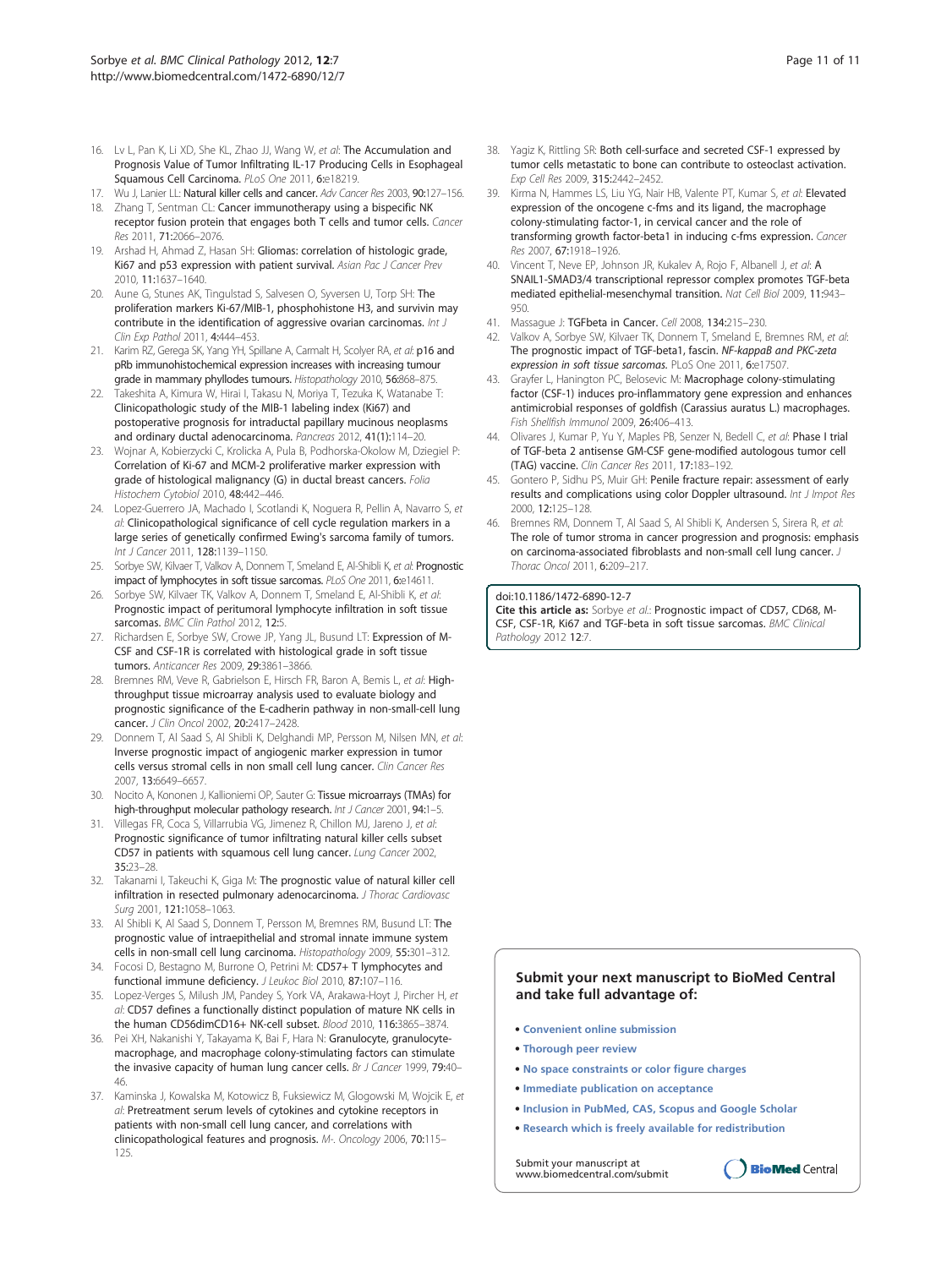16. Lv L, Pan K, Li XD, She KL, Zhao JJ, Wang W, *et al*: **The Accumulation and Prognosis Value of Tumor Infiltrating IL-17 Producing Cells in Esophageal Squamous Cell Carcinoma.** *PLoS One* 2011, **6:**e18219.
17. Wu J, Lanier LL: **Natural killer cells and cancer.** *Adv Cancer Res* 2003, **90:**127–156.
18. Zhang T, Sentman CL: **Cancer immunotherapy using a bispecific NK receptor fusion protein that engages both T cells and tumor cells.** *Cancer Res* 2011, **71:**2066–2076.
19. Arshad H, Ahmad Z, Hasan SH: **Gliomas: correlation of histologic grade, Ki67 and p53 expression with patient survival.** *Asian Pac J Cancer Prev* 2010, **11:**1637–1640.
20. Aune G, Stunes AK, Tingulstad S, Salvesen O, Syversen U, Torp SH: **The proliferation markers Ki-67/MIB-1, phosphohistone H3, and survivin may contribute in the identification of aggressive ovarian carcinomas.** *Int J Clin Exp Pathol* 2011, **4:**444–453.
21. Karim RZ, Gerega SK, Yang YH, Spillane A, Carmalt H, Scolyer RA, *et al*: **p16 and pRb immunohistochemical expression increases with increasing tumour grade in mammary phyllodes tumours.** *Histopathology* 2010, **56:**868–875.
22. Takeshita A, Kimura W, Hirai I, Takasu N, Moriya T, Tezuka K, Watanabe T: **Clinicopathologic study of the MIB-1 labeling index (Ki67) and postoperative prognosis for intraductal papillary mucinous neoplasms and ordinary ductal adenocarcinoma.** *Pancreas* 2012, **41(1):**114–20.
23. Wojnar A, Kobierzycki C, Krolicka A, Pula B, Podhorska-Okolow M, Dziegiel P: **Correlation of Ki-67 and MCM-2 proliferative marker expression with grade of histological malignancy (G) in ductal breast cancers.** *Folia Histochem Cytobiol* 2010, **48:**442–446.
24. Lopez-Guerrero JA, Machado I, Scotlandi K, Noguera R, Pellin A, Navarro S, *et al*: **Clinicopathological significance of cell cycle regulation markers in a large series of genetically confirmed Ewing's sarcoma family of tumors.** *Int J Cancer* 2011, **128:**1139–1150.
25. Sorbye SW, Kilvaer T, Valkov A, Donnem T, Smeland E, Al-Shibli K, *et al*: **Prognostic impact of lymphocytes in soft tissue sarcomas.** *PLoS One* 2011, **6:**e14611.
26. Sorbye SW, Kilvaer TK, Valkov A, Donnem T, Smeland E, Al-Shibli K, *et al*: **Prognostic impact of peritumoral lymphocyte infiltration in soft tissue sarcomas.** *BMC Clin Pathol* 2012, **12:**5.
27. Richardsen E, Sorbye SW, Crowe JP, Yang JL, Busund LT: **Expression of M-CSF and CSF-1R is correlated with histological grade in soft tissue tumors.** *Anticancer Res* 2009, **29:**3861–3866.
28. Bremnes RM, Veve R, Gabrielson E, Hirsch FR, Baron A, Bemis L, *et al*: **High-throughput tissue microarray analysis used to evaluate biology and prognostic significance of the E-cadherin pathway in non-small-cell lung cancer.** *J Clin Oncol* 2002, **20:**2417–2428.
29. Donnem T, Al Saad S, Al Shibli K, Delghandi MP, Persson M, Nilsen MN, *et al*: **Inverse prognostic impact of angiogenic marker expression in tumor cells versus stromal cells in non small cell lung cancer.** *Clin Cancer Res* 2007, **13:**6649–6657.
30. Nocito A, Kononen J, Kallioniemi OP, Sauter G: **Tissue microarrays (TMAs) for high-throughput molecular pathology research.** *Int J Cancer* 2001, **94:**1–5.
31. Villegas FR, Coca S, Villarrubia VG, Jimenez R, Chillon MJ, Jareno J, *et al*: **Prognostic significance of tumor infiltrating natural killer cells subset CD57 in patients with squamous cell lung cancer.** *Lung Cancer* 2002, **35:**23–28.
32. Takanami I, Takeuchi K, Giga M: **The prognostic value of natural killer cell infiltration in resected pulmonary adenocarcinoma.** *J Thorac Cardiovasc Surg* 2001, **121:**1058–1063.
33. Al Shibli K, Al Saad S, Donnem T, Persson M, Bremnes RM, Busund LT: **The prognostic value of intraepithelial and stromal innate immune system cells in non-small cell lung carcinoma.** *Histopathology* 2009, **55:**301–312.
34. Focosi D, Bestagno M, Burrone O, Petrini M: **CD57+ T lymphocytes and functional immune deficiency.** *J Leukoc Biol* 2010, **87:**107–116.
35. Lopez-Verges S, Milush JM, Pandey S, York VA, Arakawa-Hoyt J, Pircher H, *et al*: **CD57 defines a functionally distinct population of mature NK cells in the human CD56dimCD16+ NK-cell subset.** *Blood* 2010, **116:**3865–3874.
36. Pei XH, Nakanishi Y, Takayama K, Bai F, Hara N: **Granulocyte, granulocyte-macrophage, and macrophage colony-stimulating factors can stimulate the invasive capacity of human lung cancer cells.** *Br J Cancer* 1999, **79:**40–46.
37. Kaminska J, Kowalska M, Kotowicz B, Fuksiewicz M, Glogowski M, Wojcik E, *et al*: **Pretreatment serum levels of cytokines and cytokine receptors in patients with non-small cell lung cancer, and correlations with clinicopathological features and prognosis.** *M-. Oncology* 2006, **70:**115–125.
38. Yagiz K, Rittling SR: **Both cell-surface and secreted CSF-1 expressed by tumor cells metastatic to bone can contribute to osteoclast activation.** *Exp Cell Res* 2009, **315:**2442–2452.
39. Kirma N, Hammes LS, Liu YG, Nair HB, Valente PT, Kumar S, *et al*: **Elevated expression of the oncogene c-fms and its ligand, the macrophage colony-stimulating factor-1, in cervical cancer and the role of transforming growth factor-beta1 in inducing c-fms expression.** *Cancer Res* 2007, **67:**1918–1926.
40. Vincent T, Neve EP, Johnson JR, Kukalev A, Rojo F, Albanell J, *et al*: **A SNAIL1-SMAD3/4 transcriptional repressor complex promotes TGF-beta mediated epithelial-mesenchymal transition.** *Nat Cell Biol* 2009, **11:**943–950.
41. Massague J: **TGFbeta in Cancer.** *Cell* 2008, **134:**215–230.
42. Valkov A, Sorbye SW, Kilvaer TK, Donnem T, Smeland E, Bremnes RM, *et al*: **The prognostic impact of TGF-beta1, fascin.** *NF-kappaB and PKC-zeta expression in soft tissue sarcomas.* PLoS One 2011, **6:**e17507.
43. Grayfer L, Hanington PC, Belosevic M: **Macrophage colony-stimulating factor (CSF-1) induces pro-inflammatory gene expression and enhances antimicrobial responses of goldfish (Carassius auratus L.) macrophages.** *Fish Shellfish Immunol* 2009, **26:**406–413.
44. Olivares J, Kumar P, Yu Y, Maples PB, Senzer N, Bedell C, *et al*: **Phase I trial of TGF-beta 2 antisense GM-CSF gene-modified autologous tumor cell (TAG) vaccine.** *Clin Cancer Res* 2011, **17:**183–192.
45. Gontero P, Sidhu PS, Muir GH: **Penile fracture repair: assessment of early results and complications using color Doppler ultrasound.** *Int J Impot Res* 2000, **12:**125–128.
46. Bremnes RM, Donnem T, Al Saad S, Al Shibli K, Andersen S, Sirera R, *et al*: **The role of tumor stroma in cancer progression and prognosis: emphasis on carcinoma-associated fibroblasts and non-small cell lung cancer.** *J Thorac Oncol* 2011, **6:**209–217.

doi:10.1186/1472-6890-12-7

**Cite this article as:** Sorbye *et al.*: Prognostic impact of CD57, CD68, M-CSF, CSF-1R, Ki67 and TGF-beta in soft tissue sarcomas. *BMC Clinical Pathology* 2012 **12**:7.